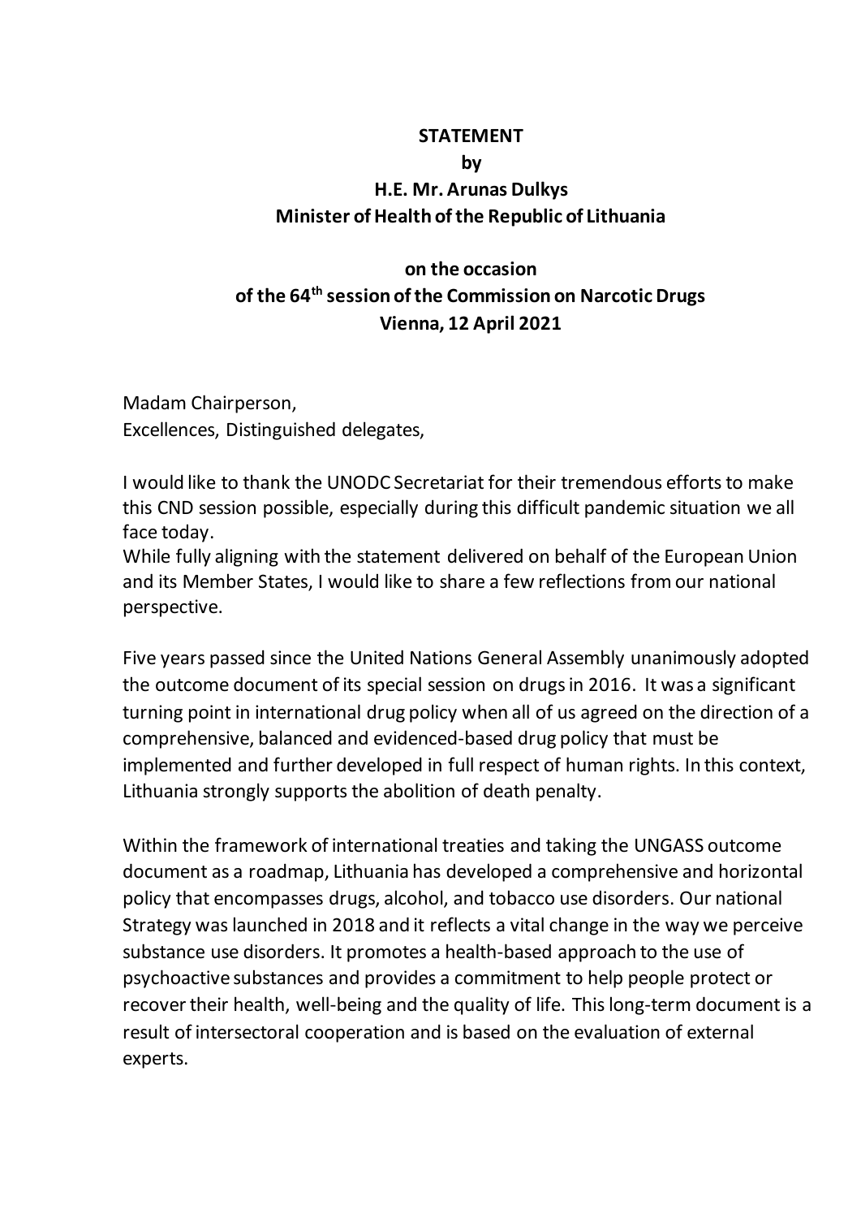**STATEMENT**

**by**

**H.E. Mr. Arunas Dulkys**

**Minister of Health of the Republic of Lithuania**

**on the occasion**

**of the 64th session of the Commission on Narcotic Drugs**

**Vienna, 12 April 2021**

Madam Chairperson,
Excellences, Distinguished delegates,

I would like to thank the UNODC Secretariat for their tremendous efforts to make this CND session possible, especially during this difficult pandemic situation we all face today.
While fully aligning with the statement delivered on behalf of the European Union and its Member States, I would like to share a few reflections from our national perspective.

Five years passed since the United Nations General Assembly unanimously adopted the outcome document of its special session on drugs in 2016. It was a significant turning point in international drug policy when all of us agreed on the direction of a comprehensive, balanced and evidenced-based drug policy that must be implemented and further developed in full respect of human rights. In this context, Lithuania strongly supports the abolition of death penalty.

Within the framework of international treaties and taking the UNGASS outcome document as a roadmap, Lithuania has developed a comprehensive and horizontal policy that encompasses drugs, alcohol, and tobacco use disorders. Our national Strategy was launched in 2018 and it reflects a vital change in the way we perceive substance use disorders. It promotes a health-based approach to the use of psychoactive substances and provides a commitment to help people protect or recover their health, well-being and the quality of life. This long-term document is a result of intersectoral cooperation and is based on the evaluation of external experts.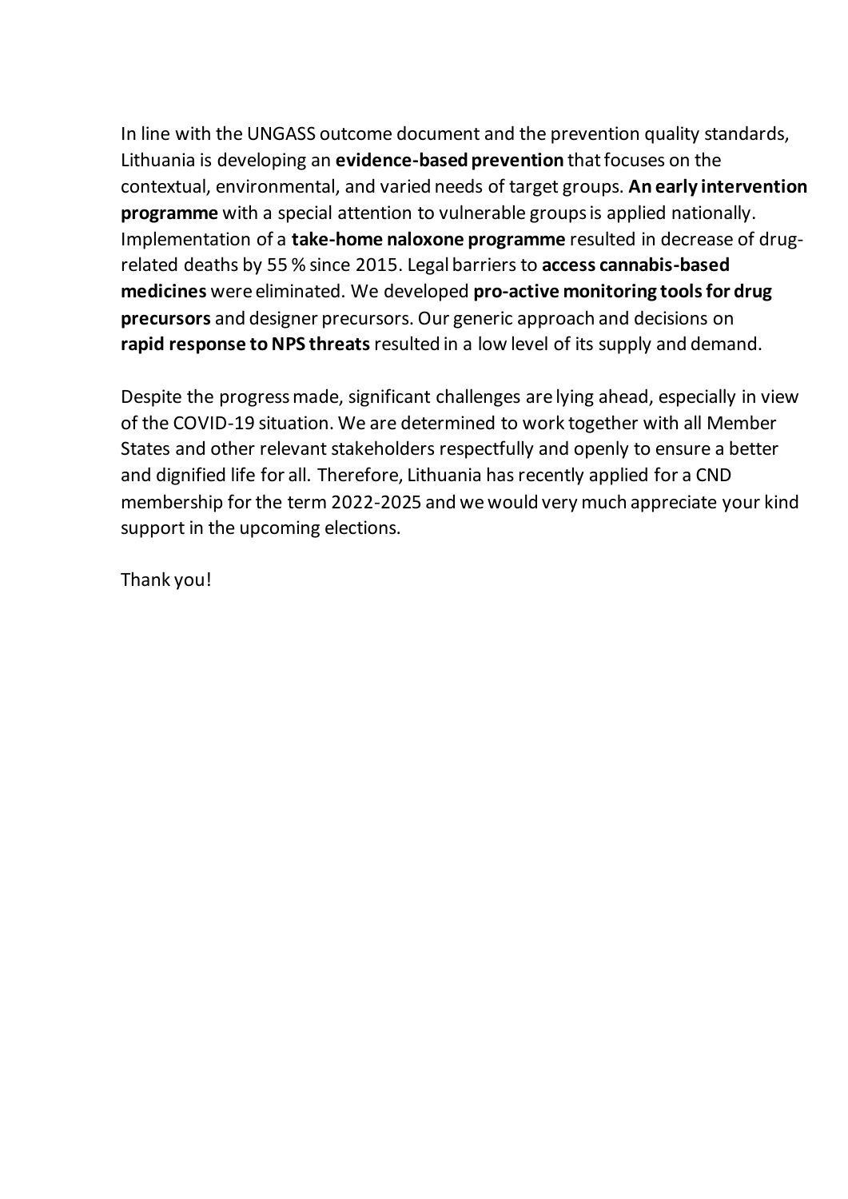In line with the UNGASS outcome document and the prevention quality standards, Lithuania is developing an **evidence-based prevention** that focuses on the contextual, environmental, and varied needs of target groups. **An early intervention programme** with a special attention to vulnerable groups is applied nationally. Implementation of a **take-home naloxone programme** resulted in decrease of drug-related deaths by 55 % since 2015. Legal barriers to **access cannabis-based medicines** were eliminated. We developed **pro-active monitoring tools for drug precursors** and designer precursors. Our generic approach and decisions on **rapid response to NPS threats** resulted in a low level of its supply and demand.

Despite the progress made, significant challenges are lying ahead, especially in view of the COVID-19 situation. We are determined to work together with all Member States and other relevant stakeholders respectfully and openly to ensure a better and dignified life for all. Therefore, Lithuania has recently applied for a CND membership for the term 2022-2025 and we would very much appreciate your kind support in the upcoming elections.

Thank you!